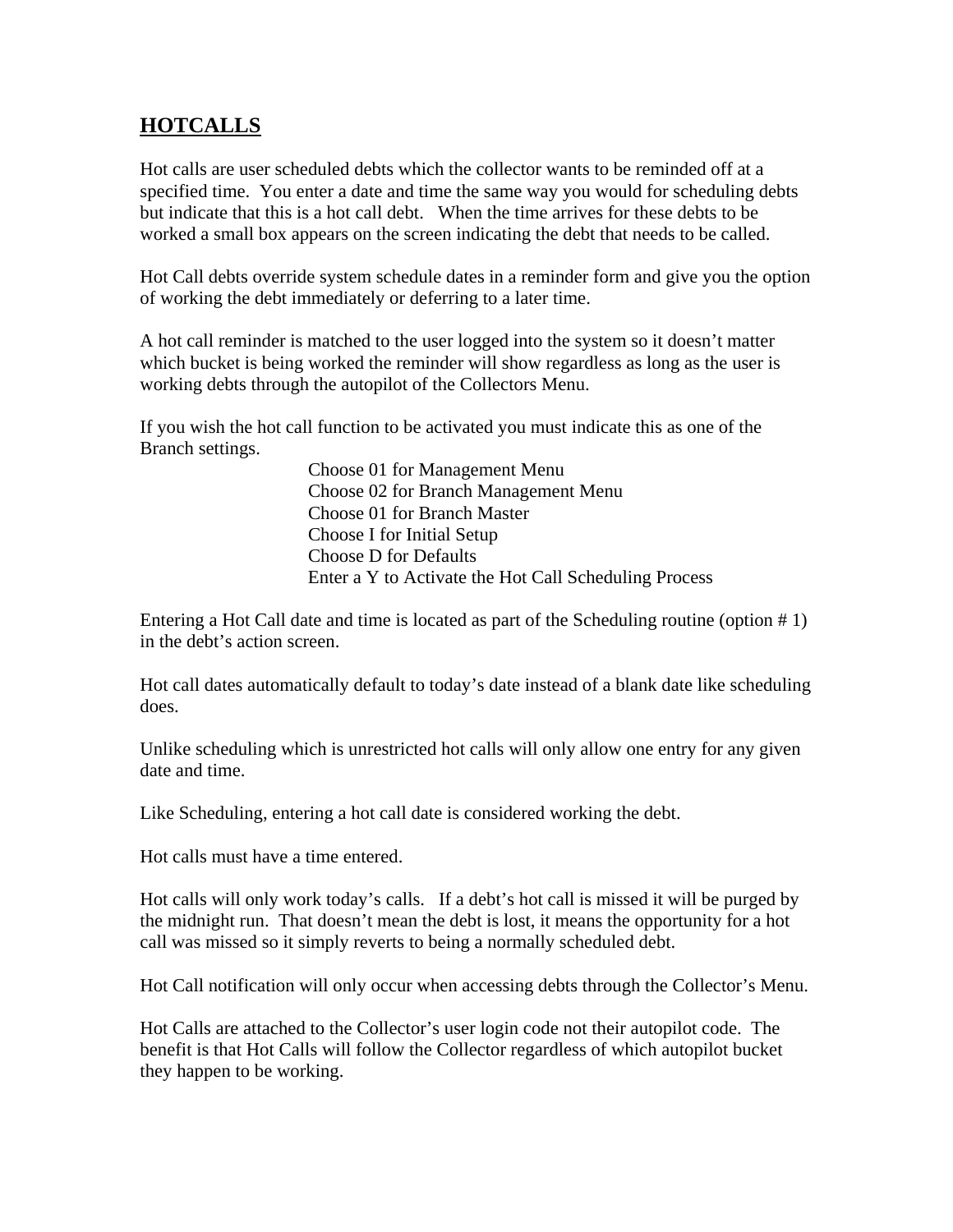## HOTCALLS

Hot calls are user scheduled debts which the collector wants to be reminded off at a specified time. You enter a date and time the same way you would for scheduling debts but indicate that this is a hot call debt. When the time arrives for these debts to be worked a small box appears on the screen indicating the debt that needs to be called.

Hot Call debts override system schedule dates in a reminder form and give you the option of working the debt immediately or deferring to a later time.

A hot call reminder is matched to the user logged into the system so it doesn't matter which bucket is being worked the reminder will show regardless as long as the user is working debts through the autopilot of the Collectors Menu.

If you wish the hot call function to be activated you must indicate this as one of the Branch settings.

Choose 01 for Management Menu
Choose 02 for Branch Management Menu
Choose 01 for Branch Master
Choose I for Initial Setup
Choose D for Defaults
Enter a Y to Activate the Hot Call Scheduling Process

Entering a Hot Call date and time is located as part of the Scheduling routine (option # 1) in the debt's action screen.

Hot call dates automatically default to today's date instead of a blank date like scheduling does.

Unlike scheduling which is unrestricted hot calls will only allow one entry for any given date and time.

Like Scheduling, entering a hot call date is considered working the debt.

Hot calls must have a time entered.

Hot calls will only work today's calls. If a debt's hot call is missed it will be purged by the midnight run. That doesn't mean the debt is lost, it means the opportunity for a hot call was missed so it simply reverts to being a normally scheduled debt.

Hot Call notification will only occur when accessing debts through the Collector's Menu.

Hot Calls are attached to the Collector's user login code not their autopilot code. The benefit is that Hot Calls will follow the Collector regardless of which autopilot bucket they happen to be working.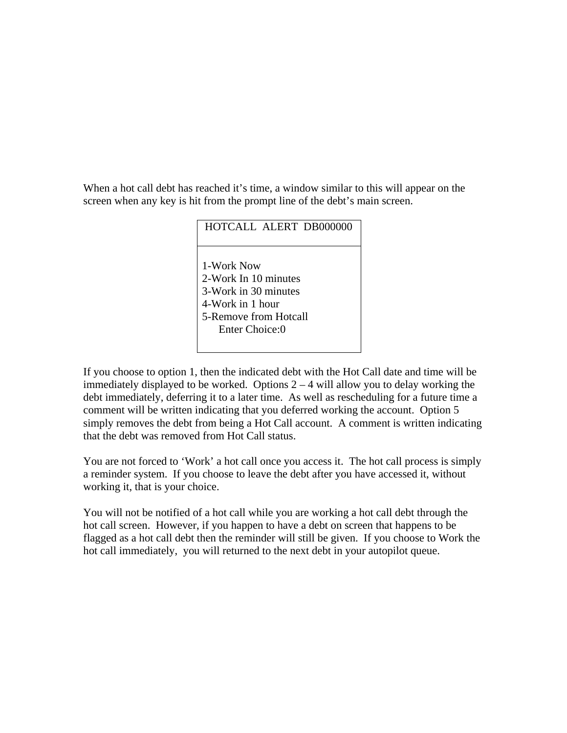When a hot call debt has reached it's time, a window similar to this will appear on the screen when any key is hit from the prompt line of the debt's main screen.

```
 HOTCALL  ALERT  DB000000

1-Work Now
2-Work In 10 minutes
3-Work in 30 minutes
4-Work in 1 hour
5-Remove from Hotcall
      Enter Choice:0
```

If you choose to option 1, then the indicated debt with the Hot Call date and time will be immediately displayed to be worked. Options 2 – 4 will allow you to delay working the debt immediately, deferring it to a later time. As well as rescheduling for a future time a comment will be written indicating that you deferred working the account. Option 5 simply removes the debt from being a Hot Call account. A comment is written indicating that the debt was removed from Hot Call status.

You are not forced to 'Work' a hot call once you access it. The hot call process is simply a reminder system. If you choose to leave the debt after you have accessed it, without working it, that is your choice.

You will not be notified of a hot call while you are working a hot call debt through the hot call screen. However, if you happen to have a debt on screen that happens to be flagged as a hot call debt then the reminder will still be given. If you choose to Work the hot call immediately, you will returned to the next debt in your autopilot queue.